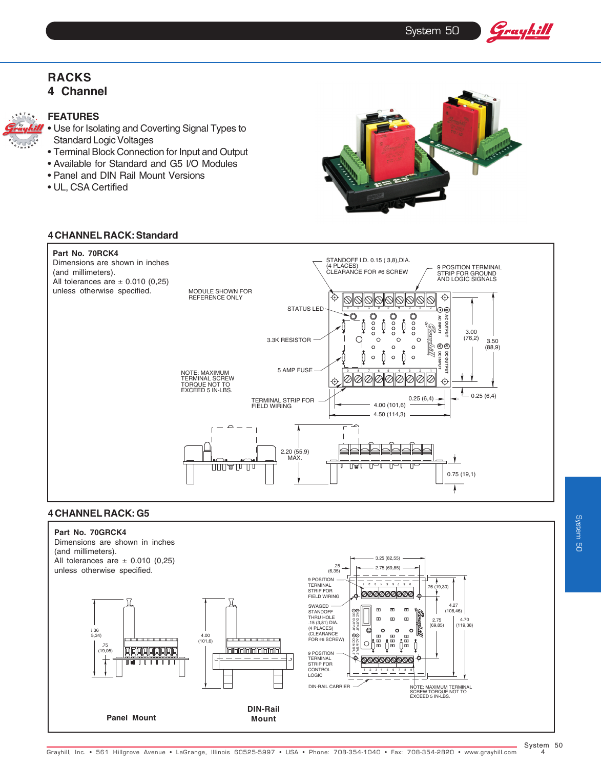# RACKS
## 4 Channel

### FEATURES

- Use for Isolating and Coverting Signal Types to Standard Logic Voltages
- Terminal Block Connection for Input and Output
- Available for Standard and G5 I/O Modules
- Panel and DIN Rail Mount Versions
- UL, CSA Certified

## 4 CHANNEL RACK: Standard

**Part No. 70RCK4**

Dimensions are shown in inches (and millimeters).

All tolerances are ± 0.010 (0,25) unless otherwise specified.

MODULE SHOWN FOR REFERENCE ONLY

STANDOFF I.D. 0.15 ( 3,8),DIA. (4 PLACES) CLEARANCE FOR #6 SCREW

9 POSITION TERMINAL STRIP FOR GROUND AND LOGIC SIGNALS

STATUS LED

3.3K RESISTOR

5 AMP FUSE

NOTE: MAXIMUM TERMINAL SCREW TORQUE NOT TO EXCEED 5 IN-LBS.

TERMINAL STRIP FOR FIELD WIRING

3.00 (76,2)

3.50 (88,9)

0.25 (6,4)

0.25 (6,4)

4.00 (101,6)

4.50 (114,3)

2.20 (55,9) MAX.

0.75 (19,1)

## 4 CHANNEL RACK: G5

**Part No. 70GRCK4**

Dimensions are shown in inches (and millimeters).

All tolerances are ± 0.010 (0,25) unless otherwise specified.

3.25 (82,55)

.25 (6,35)

2.75 (69,85)

9 POSITION TERMINAL STRIP FOR FIELD WIRING

.76 (19,30)

SWAGED STANDOFF THRU HOLE .15 (3,81) DIA. (4 PLACES) (CLEARANCE FOR #6 SCREW)

4.27 (108,46)

2.75 (69,85)

4.70 (119,38)

9 POSITION TERMINAL STRIP FOR CONTROL LOGIC

DIN-RAIL CARRIER

NOTE: MAXIMUM TERMINAL SCREW TORQUE NOT TO EXCEED 5 IN-LBS.

3.36 (85,34)

.75 (19,05)

4.00 (101,6)

**Panel Mount**

**DIN-Rail Mount**

Grayhill, Inc. • 561 Hillgrove Avenue • LaGrange, Illinois 60525-5997 • USA • Phone: 708-354-1040 • Fax: 708-354-2820 • www.grayhill.com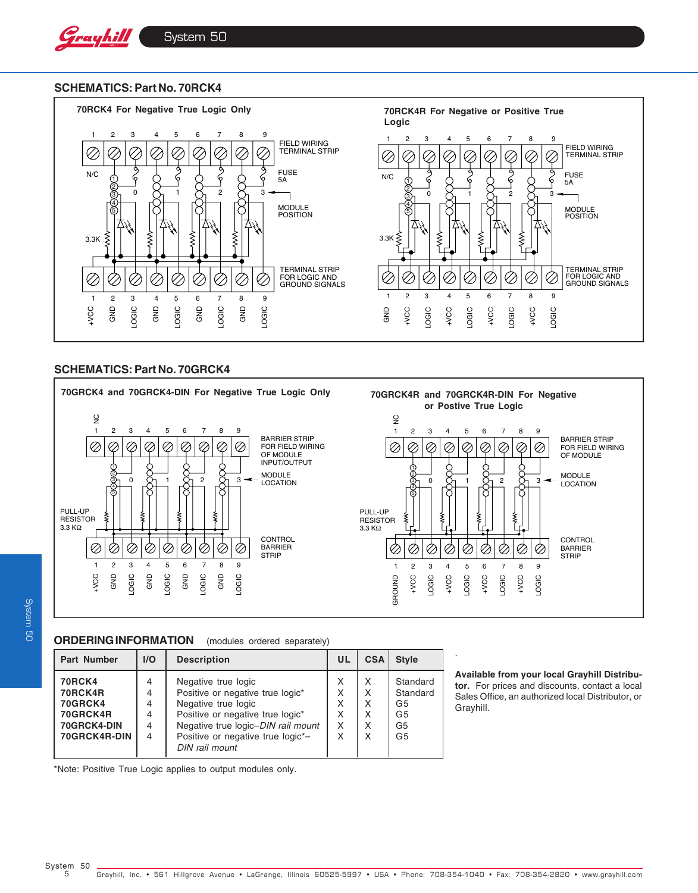## SCHEMATICS: Part No. 70RCK4

70RCK4 For Negative True Logic Only

FIELD WIRING TERMINAL STRIP

FUSE 5A

MODULE POSITION

TERMINAL STRIP FOR LOGIC AND GROUND SIGNALS

1 +VCC, 2 GND, 3 LOGIC, 4 GND, 5 LOGIC, 6 GND, 7 LOGIC, 8 GND, 9 LOGIC

70RCK4R For Negative or Positive True Logic

FIELD WIRING TERMINAL STRIP

FUSE 5A

MODULE POSITION

TERMINAL STRIP FOR LOGIC AND GROUND SIGNALS

1 GND, 2 +VCC, 3 LOGIC, 4 +VCC, 5 LOGIC, 6 +VCC, 7 LOGIC, 8 +VCC, 9 LOGIC

## SCHEMATICS: Part No. 70GRCK4

70GRCK4 and 70GRCK4-DIN For Negative True Logic Only

BARRIER STRIP FOR FIELD WIRING OF MODULE INPUT/OUTPUT

MODULE LOCATION

PULL-UP RESISTOR 3.3 KΩ

CONTROL BARRIER STRIP

1 +VCC, 2 GND, 3 LOGIC, 4 GND, 5 LOGIC, 6 GND, 7 LOGIC, 8 GND, 9 LOGIC

70GRCK4R and 70GRCK4R-DIN For Negative or Postive True Logic

BARRIER STRIP FOR FIELD WIRING OF MODULE

MODULE LOCATION

PULL-UP RESISTOR 3.3 KΩ

CONTROL BARRIER STRIP

1 GROUND, 2 +VCC, 3 LOGIC, 4 +VCC, 5 LOGIC, 6 +VCC, 7 LOGIC, 8 +VCC, 9 LOGIC

## ORDERING INFORMATION (modules ordered separately)

| Part Number | I/O | Description | UL | CSA | Style |
|---|---|---|---|---|---|
| 70RCK4 | 4 | Negative true logic | X | X | Standard |
| 70RCK4R | 4 | Positive or negative true logic* | X | X | Standard |
| 70GRCK4 | 4 | Negative true logic | X | X | G5 |
| 70GRCK4R | 4 | Positive or negative true logic* | X | X | G5 |
| 70GRCK4-DIN | 4 | Negative true logic–*DIN rail mount* | X | X | G5 |
| 70GRCK4R-DIN | 4 | Positive or negative true logic*–*DIN rail mount* | X | X | G5 |

*Note: Positive True Logic applies to output modules only.

**Available from your local Grayhill Distributor.** For prices and discounts, contact a local Sales Office, an authorized local Distributor, or Grayhill.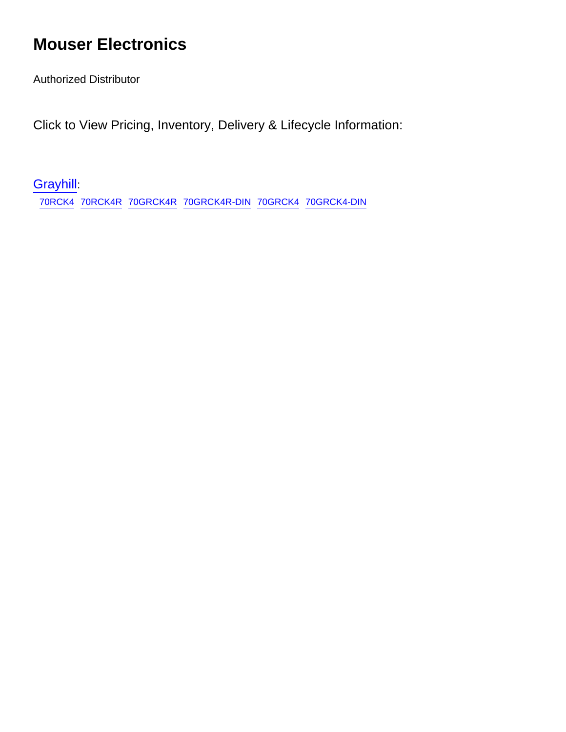# Mouser Electronics

Authorized Distributor

Click to View Pricing, Inventory, Delivery & Lifecycle Information:

Grayhill:

70RCK4 70RCK4R 70GRCK4R 70GRCK4R-DIN 70GRCK4 70GRCK4-DIN